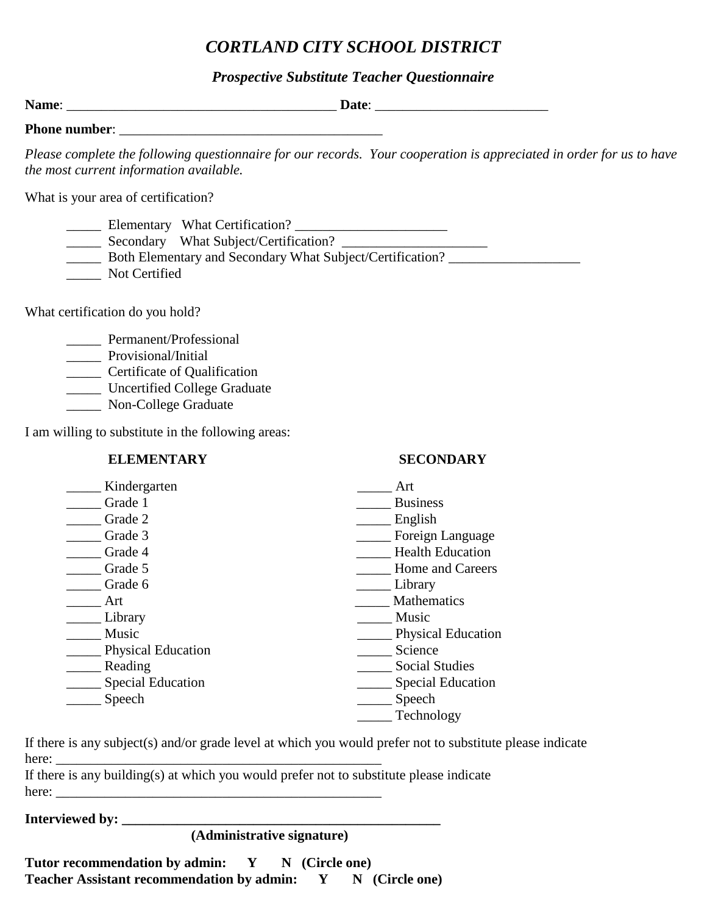# *CORTLAND CITY SCHOOL DISTRICT*

## *Prospective Substitute Teacher Questionnaire*

**Name**: _______________________________________ **Date**: _________________________

**Phone number**: ______________________________________

*Please complete the following questionnaire for our records. Your cooperation is appreciated in order for us to have the most current information available.*

What is your area of certification?

_____ Elementary What Certification? ______________________
_____ Secondary What Subject/Certification? _____________________
_____ Both Elementary and Secondary What Subject/Certification? ___________________
_____ Not Certified

What certification do you hold?

_____ Permanent/Professional
_____ Provisional/Initial
_____ Certificate of Qualification
_____ Uncertified College Graduate
_____ Non-College Graduate

I am willing to substitute in the following areas:

| **ELEMENTARY** | **SECONDARY** |
| --- | --- |
| _____ Kindergarten | _____ Art |
| _____ Grade 1 | _____ Business |
| _____ Grade 2 | _____ English |
| _____ Grade 3 | _____ Foreign Language |
| _____ Grade 4 | _____ Health Education |
| _____ Grade 5 | _____ Home and Careers |
| _____ Grade 6 | _____ Library |
| _____ Art | _____ Mathematics |
| _____ Library | _____ Music |
| _____ Music | _____ Physical Education |
| _____ Physical Education | _____ Science |
| _____ Reading | _____ Social Studies |
| _____ Special Education | _____ Special Education |
| _____ Speech | _____ Speech |
| | _____ Technology |

If there is any subject(s) and/or grade level at which you would prefer not to substitute please indicate here: _________________________________________________

If there is any building(s) at which you would prefer not to substitute please indicate here: _________________________________________________

**Interviewed by: _______________________________________________**
**(Administrative signature)**

**Tutor recommendation by admin: Y N (Circle one)**
**Teacher Assistant recommendation by admin: Y N (Circle one)**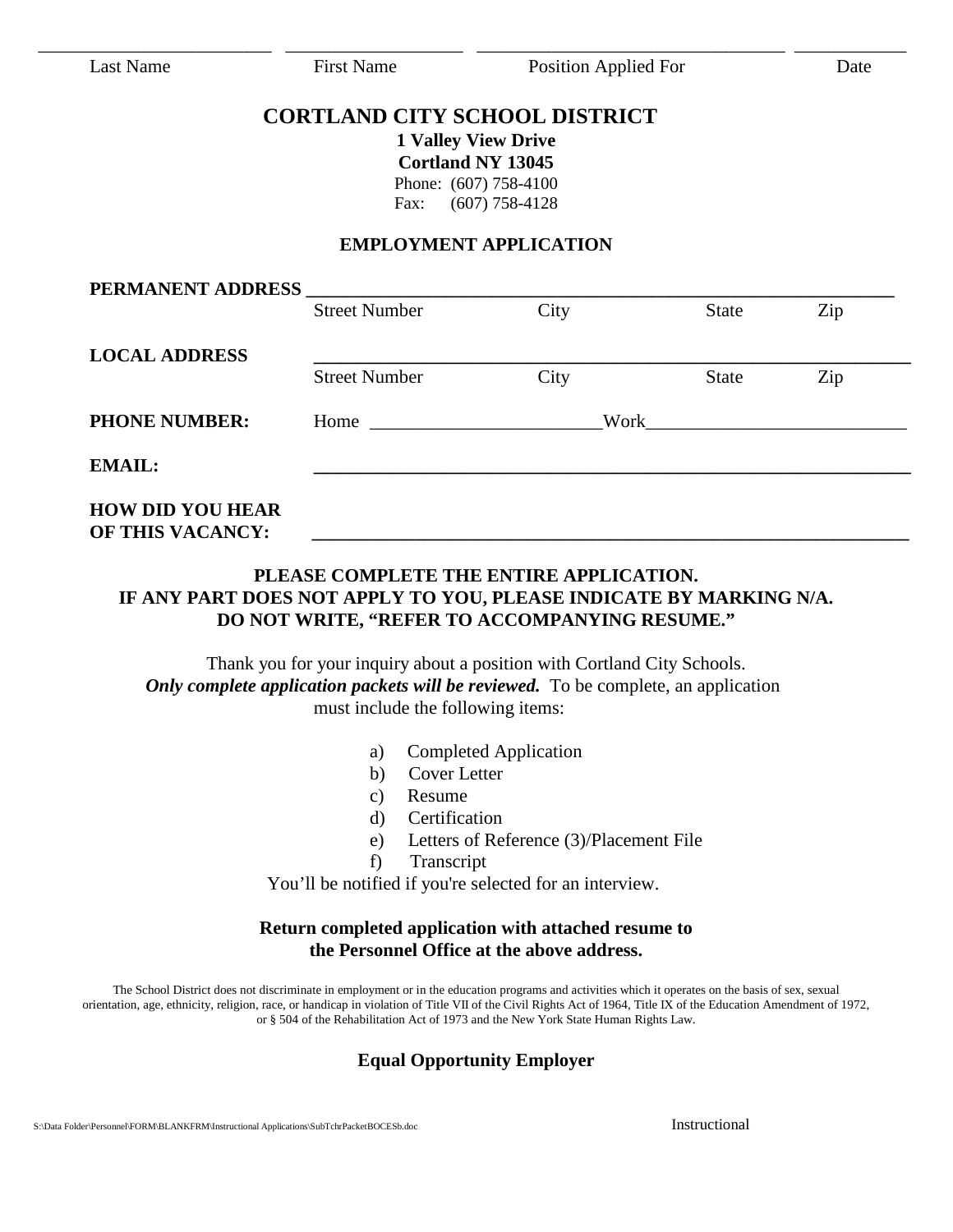\_\_\_\_\_\_\_\_\_\_\_\_\_\_\_\_\_\_\_\_\_\_\_\_ \_\_\_\_\_\_\_\_\_\_\_\_\_\_\_\_\_\_ \_\_\_\_\_\_\_\_\_\_\_\_\_\_\_\_\_\_\_\_\_\_\_\_\_\_\_\_\_\_\_\_ \_\_\_\_\_\_\_\_\_\_

Last Name First Name Position Applied For Date

# CORTLAND CITY SCHOOL DISTRICT

**1 Valley View Drive**
**Cortland NY 13045**
Phone: (607) 758-4100
Fax: (607) 758-4128

## EMPLOYMENT APPLICATION

**PERMANENT ADDRESS** ________________________________________________________________
Street Number City State Zip

**LOCAL ADDRESS** ________________________________________________________________
Street Number City State Zip

**PHONE NUMBER:** Home ________________________Work___________________________

**EMAIL:** ________________________________________________________________

**HOW DID YOU HEAR OF THIS VACANCY:** ________________________________________________________________

**PLEASE COMPLETE THE ENTIRE APPLICATION.**
**IF ANY PART DOES NOT APPLY TO YOU, PLEASE INDICATE BY MARKING N/A.**
**DO NOT WRITE, "REFER TO ACCOMPANYING RESUME."**

Thank you for your inquiry about a position with Cortland City Schools. ***Only complete application packets will be reviewed.*** To be complete, an application must include the following items:

a) Completed Application
b) Cover Letter
c) Resume
d) Certification
e) Letters of Reference (3)/Placement File
f) Transcript

You'll be notified if you're selected for an interview.

**Return completed application with attached resume to the Personnel Office at the above address.**

The School District does not discriminate in employment or in the education programs and activities which it operates on the basis of sex, sexual orientation, age, ethnicity, religion, race, or handicap in violation of Title VII of the Civil Rights Act of 1964, Title IX of the Education Amendment of 1972, or § 504 of the Rehabilitation Act of 1973 and the New York State Human Rights Law.

**Equal Opportunity Employer**

S:\Data Folder\Personnel\FORM\BLANKFRM\Instructional Applications\SubTchrPacketBOCESb.doc Instructional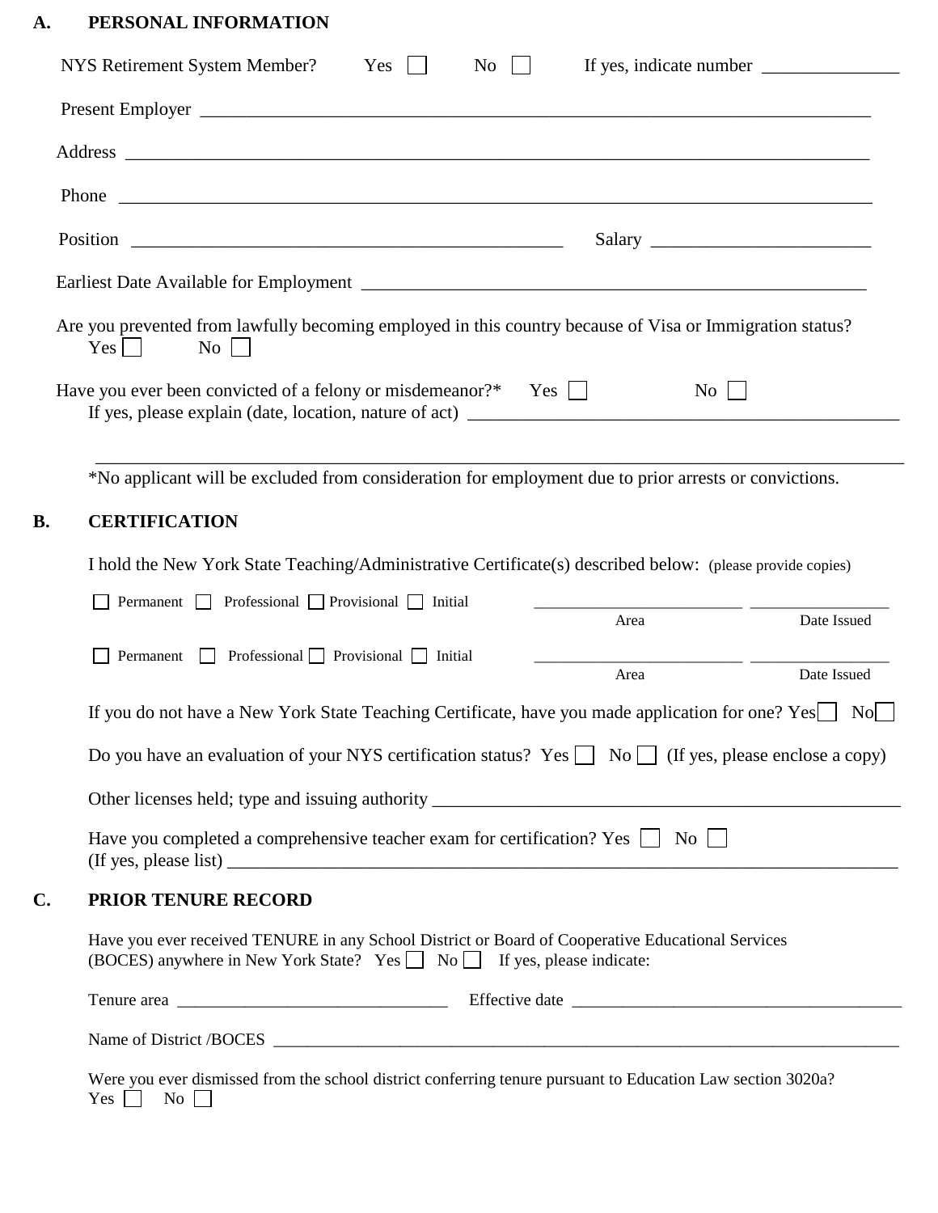## A. PERSONAL INFORMATION

NYS Retirement System Member? Yes ☐ No ☐ If yes, indicate number _______________

Present Employer ______________________________________________________________________________

Address ______________________________________________________________________________

Phone ______________________________________________________________________________

Position _________________________________________________ Salary ________________________

Earliest Date Available for Employment __________________________________________________________

Are you prevented from lawfully becoming employed in this country because of Visa or Immigration status?
Yes ☐ No ☐

Have you ever been convicted of a felony or misdemeanor?* Yes ☐ No ☐
If yes, please explain (date, location, nature of act) _________________________________________________

______________________________________________________________________________

*No applicant will be excluded from consideration for employment due to prior arrests or convictions.

## B. CERTIFICATION

I hold the New York State Teaching/Administrative Certificate(s) described below: (please provide copies)

☐ Permanent ☐ Professional ☐ Provisional ☐ Initial _________________________ Area _________________ Date Issued

☐ Permanent ☐ Professional ☐ Provisional ☐ Initial _________________________ Area _________________ Date Issued

If you do not have a New York State Teaching Certificate, have you made application for one? Yes ☐ No ☐

Do you have an evaluation of your NYS certification status? Yes ☐ No ☐ (If yes, please enclose a copy)

Other licenses held; type and issuing authority ______________________________________________________

Have you completed a comprehensive teacher exam for certification? Yes ☐ No ☐
(If yes, please list) ______________________________________________________________________________

## C. PRIOR TENURE RECORD

Have you ever received TENURE in any School District or Board of Cooperative Educational Services (BOCES) anywhere in New York State? Yes ☐ No ☐ If yes, please indicate:

Tenure area _______________________________ Effective date ______________________________________

Name of District /BOCES ______________________________________________________________________________

Were you ever dismissed from the school district conferring tenure pursuant to Education Law section 3020a?
Yes ☐ No ☐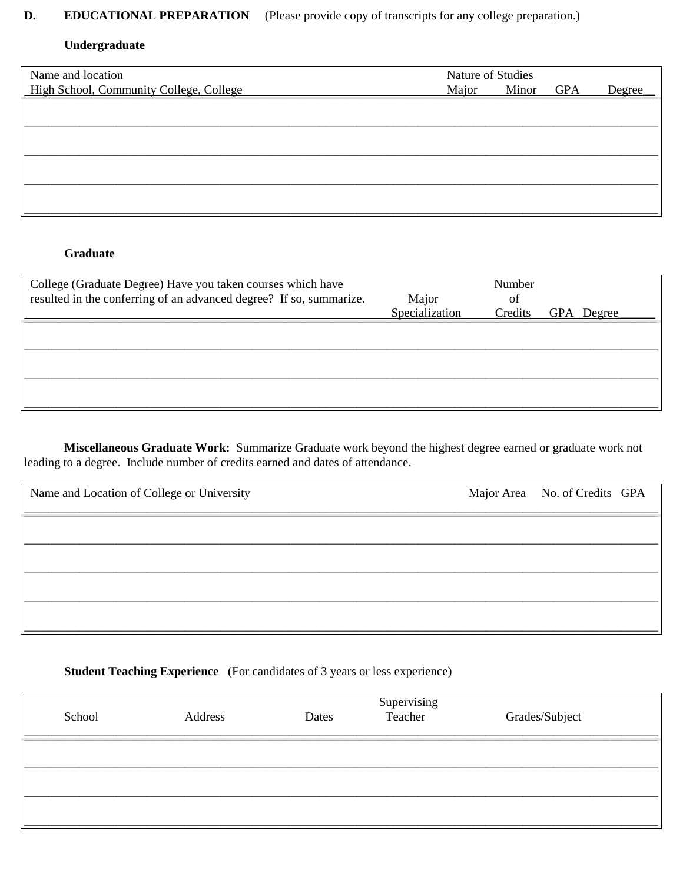**D. EDUCATIONAL PREPARATION** (Please provide copy of transcripts for any college preparation.)

**Undergraduate**

| Name and location<br>High School, Community College, College | Nature of Studies<br>Major | Minor | GPA | Degree |
|---|---|---|---|---|
| | | | | |
| | | | | |
| | | | | |
| | | | | |

**Graduate**

| College (Graduate Degree) Have you taken courses which have resulted in the conferring of an advanced degree? If so, summarize. | Major Specialization | Number of Credits | GPA | Degree |
|---|---|---|---|---|
| | | | | |
| | | | | |
| | | | | |

**Miscellaneous Graduate Work:** Summarize Graduate work beyond the highest degree earned or graduate work not leading to a degree. Include number of credits earned and dates of attendance.

| Name and Location of College or University | Major Area | No. of Credits | GPA |
|---|---|---|---|
| | | | |
| | | | |
| | | | |
| | | | |

**Student Teaching Experience** (For candidates of 3 years or less experience)

| School | Address | Dates | Supervising Teacher | Grades/Subject |
|---|---|---|---|---|
| | | | | |
| | | | | |
| | | | | |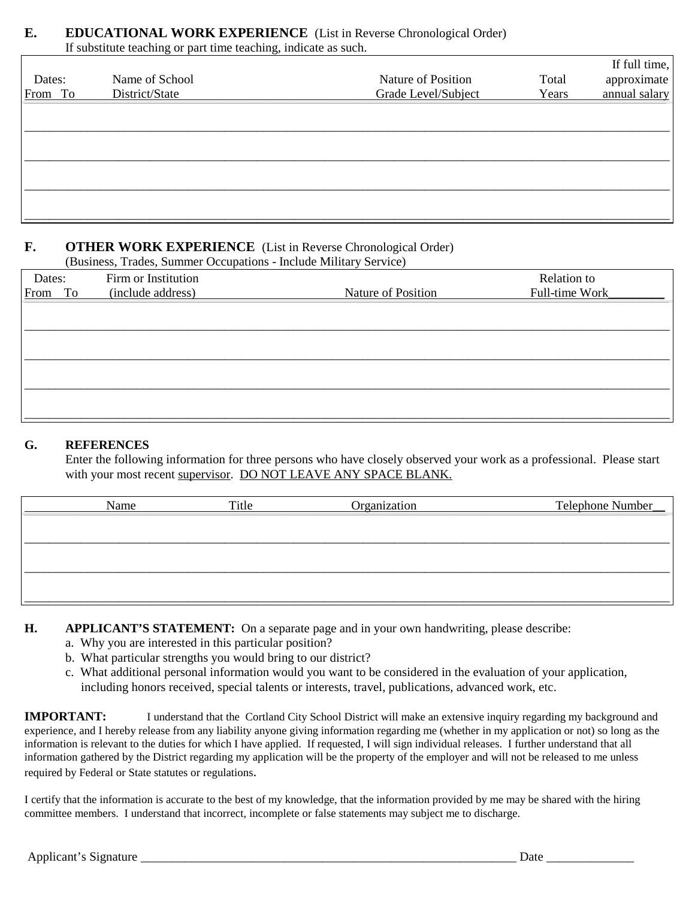## E. EDUCATIONAL WORK EXPERIENCE (List in Reverse Chronological Order)

If substitute teaching or part time teaching, indicate as such.

| Dates: From To | Name of School District/State | Nature of Position Grade Level/Subject | Total Years | If full time, approximate annual salary |
|---|---|---|---|---|
| | | | | |
| | | | | |
| | | | | |
| | | | | |

## F. OTHER WORK EXPERIENCE (List in Reverse Chronological Order)

(Business, Trades, Summer Occupations - Include Military Service)

| Dates: From To | Firm or Institution (include address) | Nature of Position | Relation to Full-time Work |
|---|---|---|---|
| | | | |
| | | | |
| | | | |
| | | | |

## G. REFERENCES

Enter the following information for three persons who have closely observed your work as a professional. Please start with your most recent <u>supervisor</u>. <u>DO NOT LEAVE ANY SPACE BLANK.</u>

| Name | Title | Organization | Telephone Number |
|---|---|---|---|
| | | | |
| | | | |
| | | | |

## H. APPLICANT'S STATEMENT: On a separate page and in your own handwriting, please describe:

a. Why you are interested in this particular position?
b. What particular strengths you would bring to our district?
c. What additional personal information would you want to be considered in the evaluation of your application, including honors received, special talents or interests, travel, publications, advanced work, etc.

**IMPORTANT:** I understand that the Cortland City School District will make an extensive inquiry regarding my background and experience, and I hereby release from any liability anyone giving information regarding me (whether in my application or not) so long as the information is relevant to the duties for which I have applied. If requested, I will sign individual releases. I further understand that all information gathered by the District regarding my application will be the property of the employer and will not be released to me unless required by Federal or State statutes or regulations.

I certify that the information is accurate to the best of my knowledge, that the information provided by me may be shared with the hiring committee members. I understand that incorrect, incomplete or false statements may subject me to discharge.

Applicant's Signature ______________________________________________________________ Date ______________